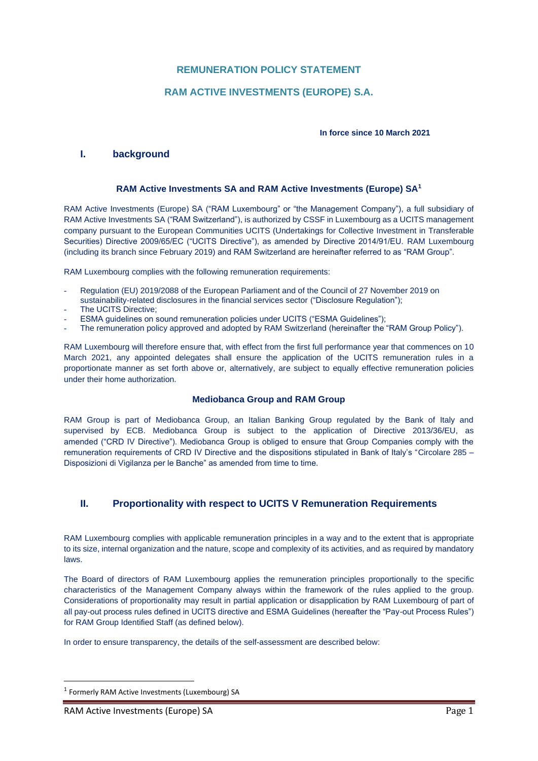# REMUNERATION POLICY STATEMENT

# RAM ACTIVE INVESTMENTS (EUROPE) S.A.

**In force since 10 March 2021**

## I. background

### RAM Active Investments SA and RAM Active Investments (Europe) SA[1]

RAM Active Investments (Europe) SA ("RAM Luxembourg" or "the Management Company"), a full subsidiary of RAM Active Investments SA ("RAM Switzerland"), is authorized by CSSF in Luxembourg as a UCITS management company pursuant to the European Communities UCITS (Undertakings for Collective Investment in Transferable Securities) Directive 2009/65/EC ("UCITS Directive"), as amended by Directive 2014/91/EU. RAM Luxembourg (including its branch since February 2019) and RAM Switzerland are hereinafter referred to as "RAM Group".

RAM Luxembourg complies with the following remuneration requirements:

- Regulation (EU) 2019/2088 of the European Parliament and of the Council of 27 November 2019 on sustainability-related disclosures in the financial services sector ("Disclosure Regulation");
- The UCITS Directive;
- ESMA guidelines on sound remuneration policies under UCITS ("ESMA Guidelines");
- The remuneration policy approved and adopted by RAM Switzerland (hereinafter the "RAM Group Policy").

RAM Luxembourg will therefore ensure that, with effect from the first full performance year that commences on 10 March 2021, any appointed delegates shall ensure the application of the UCITS remuneration rules in a proportionate manner as set forth above or, alternatively, are subject to equally effective remuneration policies under their home authorization.

### Mediobanca Group and RAM Group

RAM Group is part of Mediobanca Group, an Italian Banking Group regulated by the Bank of Italy and supervised by ECB. Mediobanca Group is subject to the application of Directive 2013/36/EU, as amended ("CRD IV Directive"). Mediobanca Group is obliged to ensure that Group Companies comply with the remuneration requirements of CRD IV Directive and the dispositions stipulated in Bank of Italy's "Circolare 285 – Disposizioni di Vigilanza per le Banche" as amended from time to time.

## II. Proportionality with respect to UCITS V Remuneration Requirements

RAM Luxembourg complies with applicable remuneration principles in a way and to the extent that is appropriate to its size, internal organization and the nature, scope and complexity of its activities, and as required by mandatory laws.

The Board of directors of RAM Luxembourg applies the remuneration principles proportionally to the specific characteristics of the Management Company always within the framework of the rules applied to the group. Considerations of proportionality may result in partial application or disapplication by RAM Luxembourg of part of all pay-out process rules defined in UCITS directive and ESMA Guidelines (hereafter the "Pay-out Process Rules") for RAM Group Identified Staff (as defined below).

In order to ensure transparency, the details of the self-assessment are described below:

[1] Formerly RAM Active Investments (Luxembourg) SA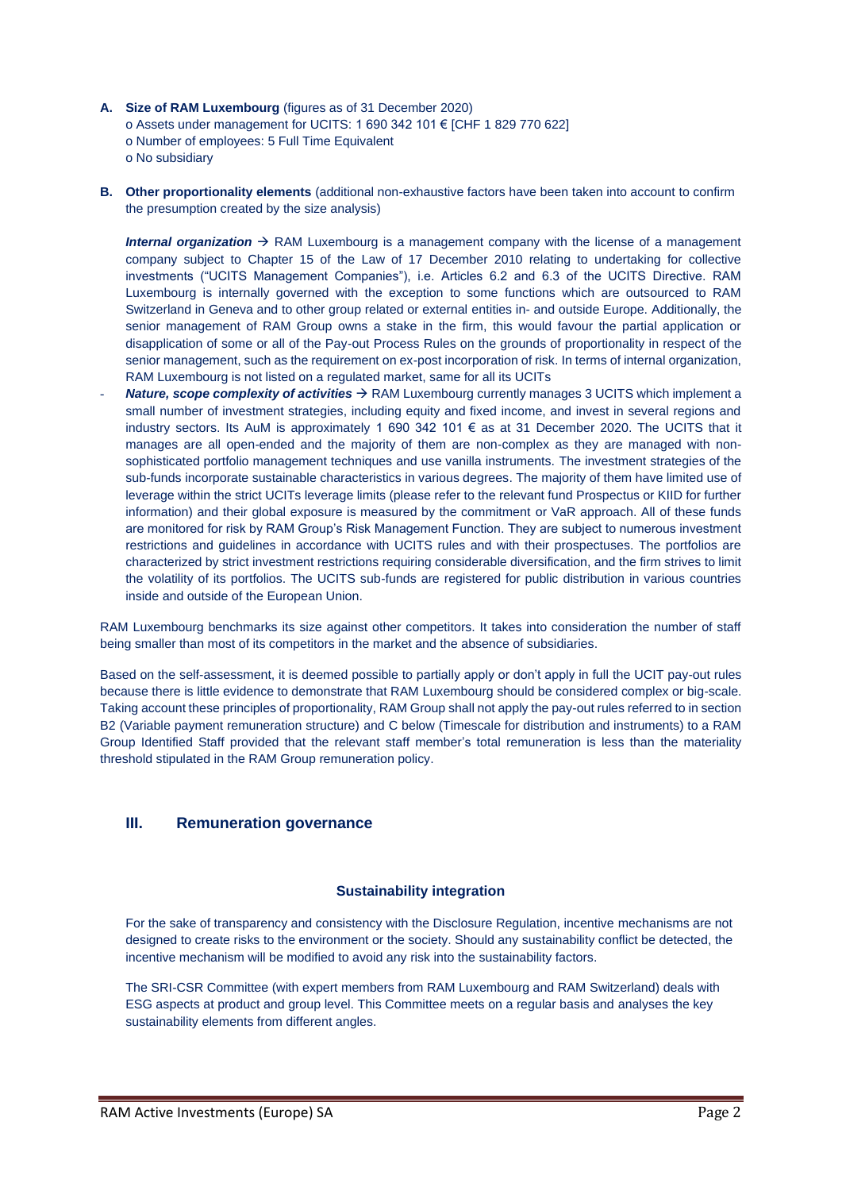**A. Size of RAM Luxembourg** (figures as of 31 December 2020)

o Assets under management for UCITS: 1 690 342 101 € [CHF 1 829 770 622]
o Number of employees: 5 Full Time Equivalent
o No subsidiary

**B. Other proportionality elements** (additional non-exhaustive factors have been taken into account to confirm the presumption created by the size analysis)

***Internal organization*** → RAM Luxembourg is a management company with the license of a management company subject to Chapter 15 of the Law of 17 December 2010 relating to undertaking for collective investments ("UCITS Management Companies"), i.e. Articles 6.2 and 6.3 of the UCITS Directive. RAM Luxembourg is internally governed with the exception to some functions which are outsourced to RAM Switzerland in Geneva and to other group related or external entities in- and outside Europe. Additionally, the senior management of RAM Group owns a stake in the firm, this would favour the partial application or disapplication of some or all of the Pay-out Process Rules on the grounds of proportionality in respect of the senior management, such as the requirement on ex-post incorporation of risk. In terms of internal organization, RAM Luxembourg is not listed on a regulated market, same for all its UCITs

- ***Nature, scope complexity of activities*** → RAM Luxembourg currently manages 3 UCITS which implement a small number of investment strategies, including equity and fixed income, and invest in several regions and industry sectors. Its AuM is approximately 1 690 342 101 € as at 31 December 2020. The UCITS that it manages are all open-ended and the majority of them are non-complex as they are managed with non-sophisticated portfolio management techniques and use vanilla instruments. The investment strategies of the sub-funds incorporate sustainable characteristics in various degrees. The majority of them have limited use of leverage within the strict UCITs leverage limits (please refer to the relevant fund Prospectus or KIID for further information) and their global exposure is measured by the commitment or VaR approach. All of these funds are monitored for risk by RAM Group's Risk Management Function. They are subject to numerous investment restrictions and guidelines in accordance with UCITS rules and with their prospectuses. The portfolios are characterized by strict investment restrictions requiring considerable diversification, and the firm strives to limit the volatility of its portfolios. The UCITS sub-funds are registered for public distribution in various countries inside and outside of the European Union.

RAM Luxembourg benchmarks its size against other competitors. It takes into consideration the number of staff being smaller than most of its competitors in the market and the absence of subsidiaries.

Based on the self-assessment, it is deemed possible to partially apply or don't apply in full the UCIT pay-out rules because there is little evidence to demonstrate that RAM Luxembourg should be considered complex or big-scale. Taking account these principles of proportionality, RAM Group shall not apply the pay-out rules referred to in section B2 (Variable payment remuneration structure) and C below (Timescale for distribution and instruments) to a RAM Group Identified Staff provided that the relevant staff member's total remuneration is less than the materiality threshold stipulated in the RAM Group remuneration policy.

## III. Remuneration governance

### Sustainability integration

For the sake of transparency and consistency with the Disclosure Regulation, incentive mechanisms are not designed to create risks to the environment or the society. Should any sustainability conflict be detected, the incentive mechanism will be modified to avoid any risk into the sustainability factors.

The SRI-CSR Committee (with expert members from RAM Luxembourg and RAM Switzerland) deals with ESG aspects at product and group level. This Committee meets on a regular basis and analyses the key sustainability elements from different angles.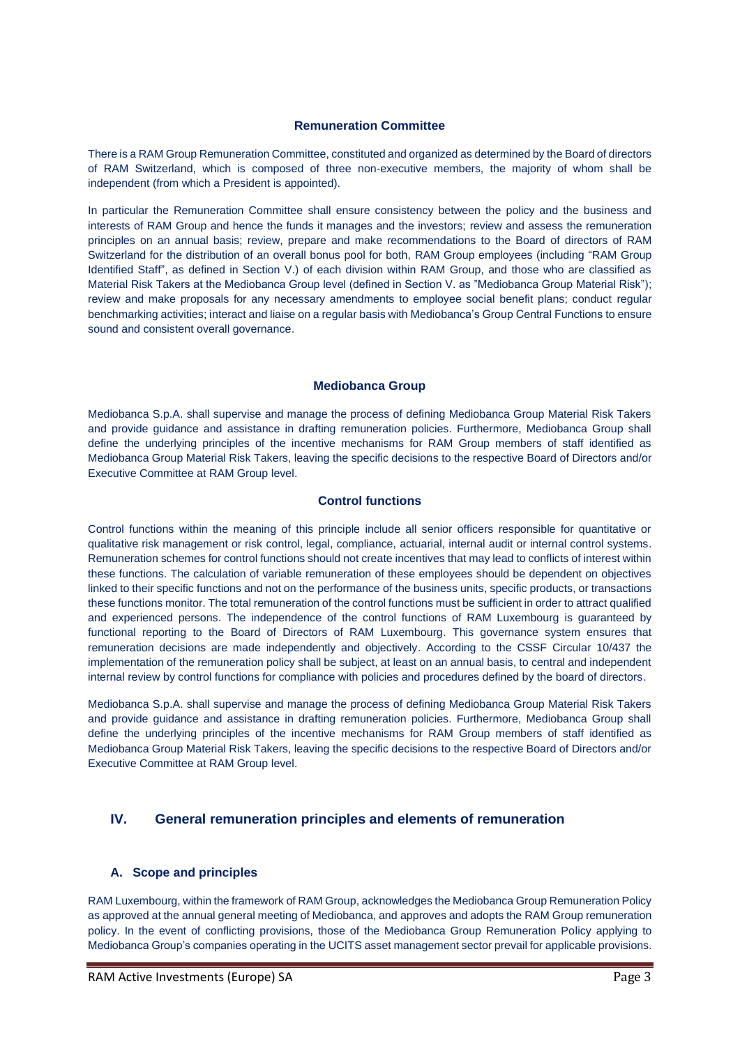### Remuneration Committee

There is a RAM Group Remuneration Committee, constituted and organized as determined by the Board of directors of RAM Switzerland, which is composed of three non-executive members, the majority of whom shall be independent (from which a President is appointed).

In particular the Remuneration Committee shall ensure consistency between the policy and the business and interests of RAM Group and hence the funds it manages and the investors; review and assess the remuneration principles on an annual basis; review, prepare and make recommendations to the Board of directors of RAM Switzerland for the distribution of an overall bonus pool for both, RAM Group employees (including "RAM Group Identified Staff", as defined in Section V.) of each division within RAM Group, and those who are classified as Material Risk Takers at the Mediobanca Group level (defined in Section V. as "Mediobanca Group Material Risk"); review and make proposals for any necessary amendments to employee social benefit plans; conduct regular benchmarking activities; interact and liaise on a regular basis with Mediobanca's Group Central Functions to ensure sound and consistent overall governance.

### Mediobanca Group

Mediobanca S.p.A. shall supervise and manage the process of defining Mediobanca Group Material Risk Takers and provide guidance and assistance in drafting remuneration policies. Furthermore, Mediobanca Group shall define the underlying principles of the incentive mechanisms for RAM Group members of staff identified as Mediobanca Group Material Risk Takers, leaving the specific decisions to the respective Board of Directors and/or Executive Committee at RAM Group level.

### Control functions

Control functions within the meaning of this principle include all senior officers responsible for quantitative or qualitative risk management or risk control, legal, compliance, actuarial, internal audit or internal control systems. Remuneration schemes for control functions should not create incentives that may lead to conflicts of interest within these functions. The calculation of variable remuneration of these employees should be dependent on objectives linked to their specific functions and not on the performance of the business units, specific products, or transactions these functions monitor. The total remuneration of the control functions must be sufficient in order to attract qualified and experienced persons. The independence of the control functions of RAM Luxembourg is guaranteed by functional reporting to the Board of Directors of RAM Luxembourg. This governance system ensures that remuneration decisions are made independently and objectively. According to the CSSF Circular 10/437 the implementation of the remuneration policy shall be subject, at least on an annual basis, to central and independent internal review by control functions for compliance with policies and procedures defined by the board of directors.

Mediobanca S.p.A. shall supervise and manage the process of defining Mediobanca Group Material Risk Takers and provide guidance and assistance in drafting remuneration policies. Furthermore, Mediobanca Group shall define the underlying principles of the incentive mechanisms for RAM Group members of staff identified as Mediobanca Group Material Risk Takers, leaving the specific decisions to the respective Board of Directors and/or Executive Committee at RAM Group level.

## IV. General remuneration principles and elements of remuneration

### A. Scope and principles

RAM Luxembourg, within the framework of RAM Group, acknowledges the Mediobanca Group Remuneration Policy as approved at the annual general meeting of Mediobanca, and approves and adopts the RAM Group remuneration policy. In the event of conflicting provisions, those of the Mediobanca Group Remuneration Policy applying to Mediobanca Group's companies operating in the UCITS asset management sector prevail for applicable provisions.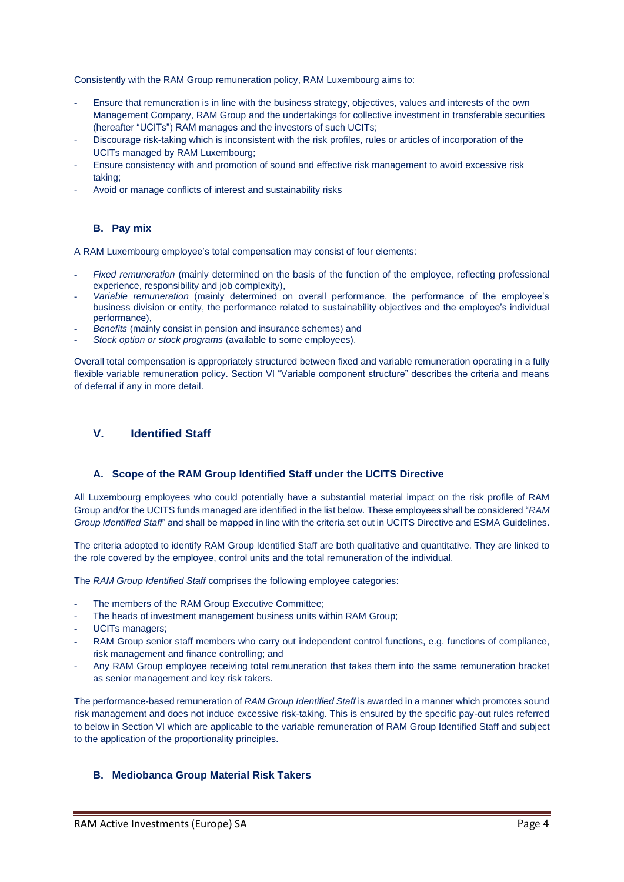Consistently with the RAM Group remuneration policy, RAM Luxembourg aims to:

- Ensure that remuneration is in line with the business strategy, objectives, values and interests of the own Management Company, RAM Group and the undertakings for collective investment in transferable securities (hereafter "UCITs") RAM manages and the investors of such UCITs;
- Discourage risk-taking which is inconsistent with the risk profiles, rules or articles of incorporation of the UCITs managed by RAM Luxembourg;
- Ensure consistency with and promotion of sound and effective risk management to avoid excessive risk taking;
- Avoid or manage conflicts of interest and sustainability risks

### B. Pay mix

A RAM Luxembourg employee's total compensation may consist of four elements:

- *Fixed remuneration* (mainly determined on the basis of the function of the employee, reflecting professional experience, responsibility and job complexity),
- *Variable remuneration* (mainly determined on overall performance, the performance of the employee's business division or entity, the performance related to sustainability objectives and the employee's individual performance),
- *Benefits* (mainly consist in pension and insurance schemes) and
- *Stock option or stock programs* (available to some employees).

Overall total compensation is appropriately structured between fixed and variable remuneration operating in a fully flexible variable remuneration policy. Section VI "Variable component structure" describes the criteria and means of deferral if any in more detail.

## V. Identified Staff

### A. Scope of the RAM Group Identified Staff under the UCITS Directive

All Luxembourg employees who could potentially have a substantial material impact on the risk profile of RAM Group and/or the UCITS funds managed are identified in the list below. These employees shall be considered "*RAM Group Identified Staff*" and shall be mapped in line with the criteria set out in UCITS Directive and ESMA Guidelines.

The criteria adopted to identify RAM Group Identified Staff are both qualitative and quantitative. They are linked to the role covered by the employee, control units and the total remuneration of the individual.

The *RAM Group Identified Staff* comprises the following employee categories:

- The members of the RAM Group Executive Committee;
- The heads of investment management business units within RAM Group;
- UCITs managers;
- RAM Group senior staff members who carry out independent control functions, e.g. functions of compliance, risk management and finance controlling; and
- Any RAM Group employee receiving total remuneration that takes them into the same remuneration bracket as senior management and key risk takers.

The performance-based remuneration of *RAM Group Identified Staff* is awarded in a manner which promotes sound risk management and does not induce excessive risk-taking. This is ensured by the specific pay-out rules referred to below in Section VI which are applicable to the variable remuneration of RAM Group Identified Staff and subject to the application of the proportionality principles.

### B. Mediobanca Group Material Risk Takers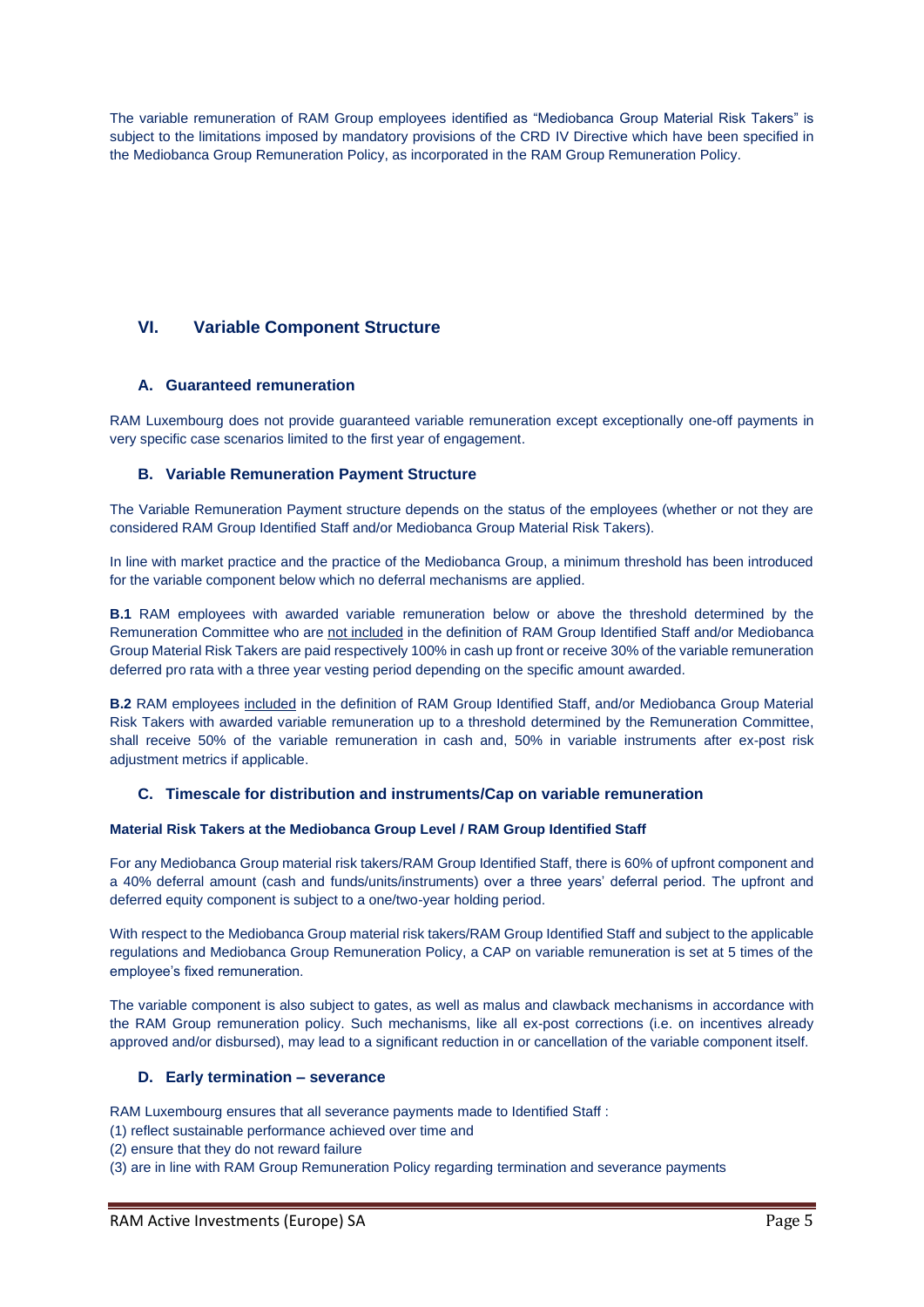The variable remuneration of RAM Group employees identified as "Mediobanca Group Material Risk Takers" is subject to the limitations imposed by mandatory provisions of the CRD IV Directive which have been specified in the Mediobanca Group Remuneration Policy, as incorporated in the RAM Group Remuneration Policy.

## VI. Variable Component Structure

### A. Guaranteed remuneration

RAM Luxembourg does not provide guaranteed variable remuneration except exceptionally one-off payments in very specific case scenarios limited to the first year of engagement.

### B. Variable Remuneration Payment Structure

The Variable Remuneration Payment structure depends on the status of the employees (whether or not they are considered RAM Group Identified Staff and/or Mediobanca Group Material Risk Takers).

In line with market practice and the practice of the Mediobanca Group, a minimum threshold has been introduced for the variable component below which no deferral mechanisms are applied.

**B.1** RAM employees with awarded variable remuneration below or above the threshold determined by the Remuneration Committee who are <u>not included</u> in the definition of RAM Group Identified Staff and/or Mediobanca Group Material Risk Takers are paid respectively 100% in cash up front or receive 30% of the variable remuneration deferred pro rata with a three year vesting period depending on the specific amount awarded.

**B.2** RAM employees <u>included</u> in the definition of RAM Group Identified Staff, and/or Mediobanca Group Material Risk Takers with awarded variable remuneration up to a threshold determined by the Remuneration Committee, shall receive 50% of the variable remuneration in cash and, 50% in variable instruments after ex-post risk adjustment metrics if applicable.

### C. Timescale for distribution and instruments/Cap on variable remuneration

#### Material Risk Takers at the Mediobanca Group Level / RAM Group Identified Staff

For any Mediobanca Group material risk takers/RAM Group Identified Staff, there is 60% of upfront component and a 40% deferral amount (cash and funds/units/instruments) over a three years' deferral period. The upfront and deferred equity component is subject to a one/two-year holding period.

With respect to the Mediobanca Group material risk takers/RAM Group Identified Staff and subject to the applicable regulations and Mediobanca Group Remuneration Policy, a CAP on variable remuneration is set at 5 times of the employee's fixed remuneration.

The variable component is also subject to gates, as well as malus and clawback mechanisms in accordance with the RAM Group remuneration policy. Such mechanisms, like all ex-post corrections (i.e. on incentives already approved and/or disbursed), may lead to a significant reduction in or cancellation of the variable component itself.

### D. Early termination – severance

RAM Luxembourg ensures that all severance payments made to Identified Staff :

(1) reflect sustainable performance achieved over time and
(2) ensure that they do not reward failure
(3) are in line with RAM Group Remuneration Policy regarding termination and severance payments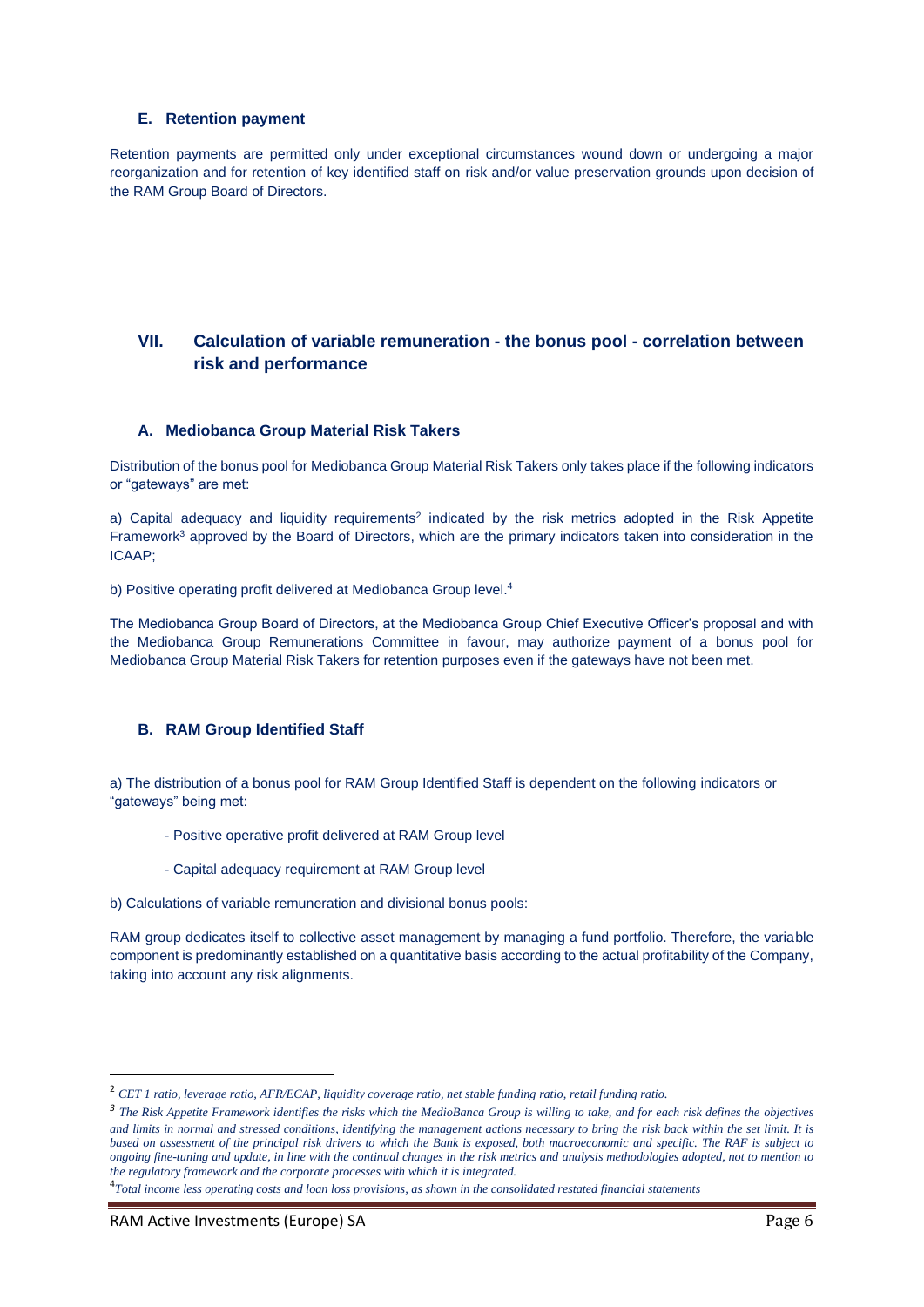### E. Retention payment

Retention payments are permitted only under exceptional circumstances wound down or undergoing a major reorganization and for retention of key identified staff on risk and/or value preservation grounds upon decision of the RAM Group Board of Directors.

## VII. Calculation of variable remuneration - the bonus pool - correlation between risk and performance

### A. Mediobanca Group Material Risk Takers

Distribution of the bonus pool for Mediobanca Group Material Risk Takers only takes place if the following indicators or "gateways" are met:

a) Capital adequacy and liquidity requirements[2] indicated by the risk metrics adopted in the Risk Appetite Framework[3] approved by the Board of Directors, which are the primary indicators taken into consideration in the ICAAP;

b) Positive operating profit delivered at Mediobanca Group level.[4]

The Mediobanca Group Board of Directors, at the Mediobanca Group Chief Executive Officer's proposal and with the Mediobanca Group Remunerations Committee in favour, may authorize payment of a bonus pool for Mediobanca Group Material Risk Takers for retention purposes even if the gateways have not been met.

### B. RAM Group Identified Staff

a) The distribution of a bonus pool for RAM Group Identified Staff is dependent on the following indicators or "gateways" being met:

- Positive operative profit delivered at RAM Group level
- Capital adequacy requirement at RAM Group level

b) Calculations of variable remuneration and divisional bonus pools:

RAM group dedicates itself to collective asset management by managing a fund portfolio. Therefore, the variable component is predominantly established on a quantitative basis according to the actual profitability of the Company, taking into account any risk alignments.

---

[2] *CET 1 ratio, leverage ratio, AFR/ECAP, liquidity coverage ratio, net stable funding ratio, retail funding ratio.*

[3] *The Risk Appetite Framework identifies the risks which the MedioBanca Group is willing to take, and for each risk defines the objectives and limits in normal and stressed conditions, identifying the management actions necessary to bring the risk back within the set limit. It is based on assessment of the principal risk drivers to which the Bank is exposed, both macroeconomic and specific. The RAF is subject to ongoing fine-tuning and update, in line with the continual changes in the risk metrics and analysis methodologies adopted, not to mention to the regulatory framework and the corporate processes with which it is integrated.*

[4] *Total income less operating costs and loan loss provisions, as shown in the consolidated restated financial statements*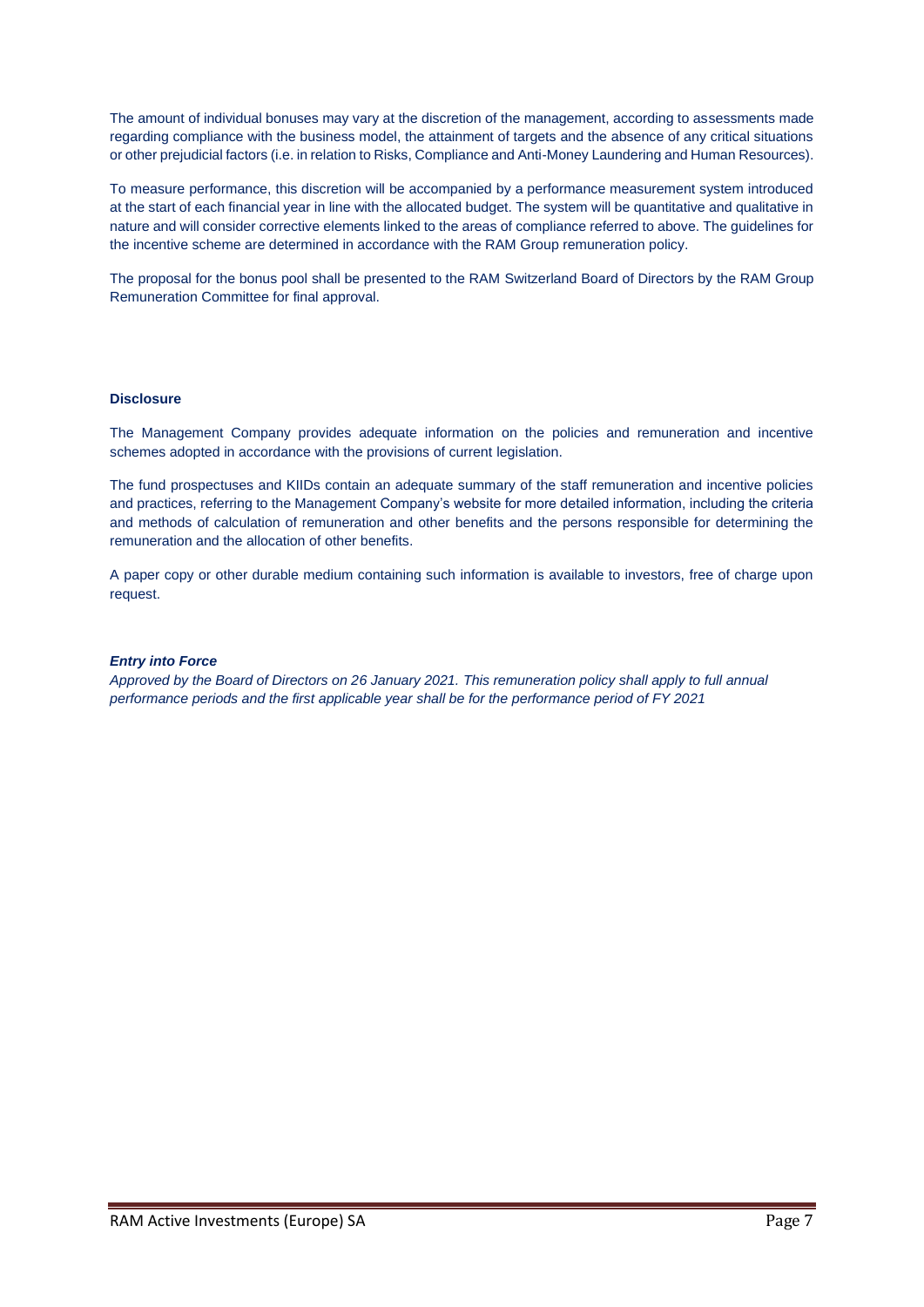The amount of individual bonuses may vary at the discretion of the management, according to assessments made regarding compliance with the business model, the attainment of targets and the absence of any critical situations or other prejudicial factors (i.e. in relation to Risks, Compliance and Anti-Money Laundering and Human Resources).

To measure performance, this discretion will be accompanied by a performance measurement system introduced at the start of each financial year in line with the allocated budget. The system will be quantitative and qualitative in nature and will consider corrective elements linked to the areas of compliance referred to above. The guidelines for the incentive scheme are determined in accordance with the RAM Group remuneration policy.

The proposal for the bonus pool shall be presented to the RAM Switzerland Board of Directors by the RAM Group Remuneration Committee for final approval.

### Disclosure

The Management Company provides adequate information on the policies and remuneration and incentive schemes adopted in accordance with the provisions of current legislation.

The fund prospectuses and KIIDs contain an adequate summary of the staff remuneration and incentive policies and practices, referring to the Management Company's website for more detailed information, including the criteria and methods of calculation of remuneration and other benefits and the persons responsible for determining the remuneration and the allocation of other benefits.

A paper copy or other durable medium containing such information is available to investors, free of charge upon request.

***Entry into Force***

*Approved by the Board of Directors on 26 January 2021. This remuneration policy shall apply to full annual performance periods and the first applicable year shall be for the performance period of FY 2021*